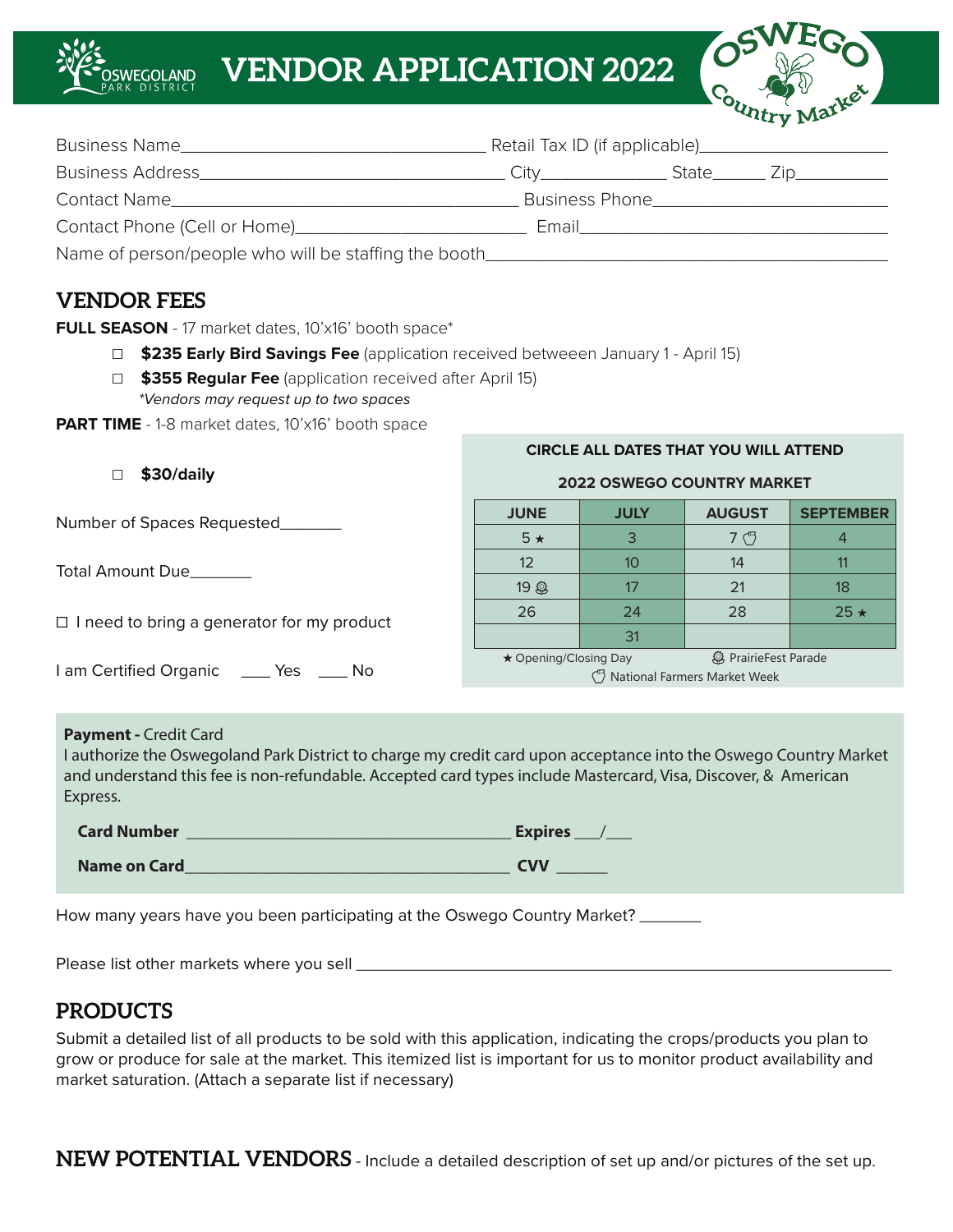# VENDOR APPLICATION 2022

OSWEGOLAND PARK DISTRICT

OSWEGO Country Market

Business Name________________________________ Retail Tax ID (if applicable)___________________

Business Address________________________________ City_____________ State______ Zip__________

Contact Name____________________________________ Business Phone_________________________

Contact Phone (Cell or Home)________________________ Email__________________________________

Name of person/people who will be staffing the booth__________________________________________

## VENDOR FEES

**FULL SEASON** - 17 market dates, 10'x16' booth space*

- ☐ **$235 Early Bird Savings Fee** (application received betweeen January 1 - April 15)
- ☐ **$355 Regular Fee** (application received after April 15)

  *\*Vendors may request up to two spaces*

**PART TIME** - 1-8 market dates, 10'x16' booth space

- ☐ **$30/daily**

Number of Spaces Requested_______

Total Amount Due_______

☐ I need to bring a generator for my product

I am Certified Organic ___ Yes ___ No

**CIRCLE ALL DATES THAT YOU WILL ATTEND**

**2022 OSWEGO COUNTRY MARKET**

| JUNE | JULY | AUGUST | SEPTEMBER |
|---|---|---|---|
| 5 ★ | 3 | 7 🍎 | 4 |
| 12 | 10 | 14 | 11 |
| 19 ❀ | 17 | 21 | 18 |
| 26 | 24 | 28 | 25 ★ |
| | 31 | | |

★ Opening/Closing Day ❀ PrairieFest Parade 🍎 National Farmers Market Week

**Payment -** Credit Card
I authorize the Oswegoland Park District to charge my credit card upon acceptance into the Oswego Country Market and understand this fee is non-refundable. Accepted card types include Mastercard, Visa, Discover, & American Express.

**Card Number** ____________________________________ **Expires** ___/___

**Name on Card**____________________________________ **CVV** ______

How many years have you been participating at the Oswego Country Market? _______

Please list other markets where you sell ____________________________________________________________

## PRODUCTS

Submit a detailed list of all products to be sold with this application, indicating the crops/products you plan to grow or produce for sale at the market. This itemized list is important for us to monitor product availability and market saturation. (Attach a separate list if necessary)

**NEW POTENTIAL VENDORS** - Include a detailed description of set up and/or pictures of the set up.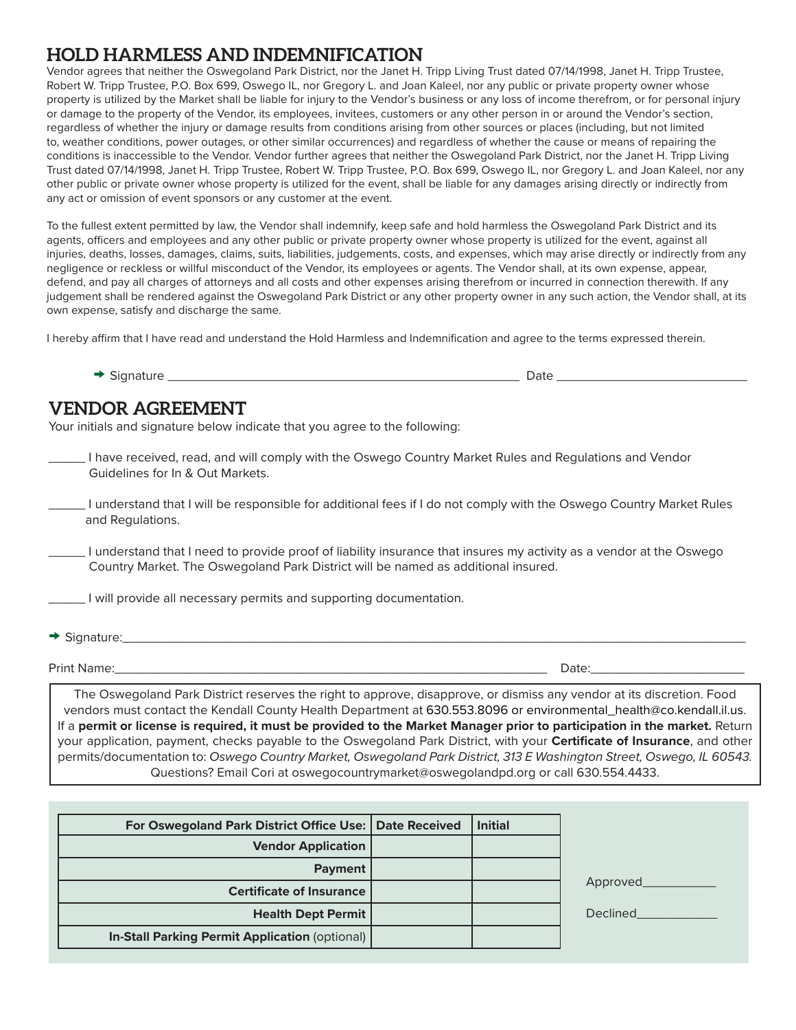## HOLD HARMLESS AND INDEMNIFICATION

Vendor agrees that neither the Oswegoland Park District, nor the Janet H. Tripp Living Trust dated 07/14/1998, Janet H. Tripp Trustee, Robert W. Tripp Trustee, P.O. Box 699, Oswego IL, nor Gregory L. and Joan Kaleel, nor any public or private property owner whose property is utilized by the Market shall be liable for injury to the Vendor's business or any loss of income therefrom, or for personal injury or damage to the property of the Vendor, its employees, invitees, customers or any other person in or around the Vendor's section, regardless of whether the injury or damage results from conditions arising from other sources or places (including, but not limited to, weather conditions, power outages, or other similar occurrences) and regardless of whether the cause or means of repairing the conditions is inaccessible to the Vendor. Vendor further agrees that neither the Oswegoland Park District, nor the Janet H. Tripp Living Trust dated 07/14/1998, Janet H. Tripp Trustee, Robert W. Tripp Trustee, P.O. Box 699, Oswego IL, nor Gregory L. and Joan Kaleel, nor any other public or private owner whose property is utilized for the event, shall be liable for any damages arising directly or indirectly from any act or omission of event sponsors or any customer at the event.

To the fullest extent permitted by law, the Vendor shall indemnify, keep safe and hold harmless the Oswegoland Park District and its agents, officers and employees and any other public or private property owner whose property is utilized for the event, against all injuries, deaths, losses, damages, claims, suits, liabilities, judgements, costs, and expenses, which may arise directly or indirectly from any negligence or reckless or willful misconduct of the Vendor, its employees or agents. The Vendor shall, at its own expense, appear, defend, and pay all charges of attorneys and all costs and other expenses arising therefrom or incurred in connection therewith. If any judgement shall be rendered against the Oswegoland Park District or any other property owner in any such action, the Vendor shall, at its own expense, satisfy and discharge the same.

I hereby affirm that I have read and understand the Hold Harmless and Indemnification and agree to the terms expressed therein.

➜ Signature ____________________________________________________ Date ____________________________

## VENDOR AGREEMENT

Your initials and signature below indicate that you agree to the following:

______ I have received, read, and will comply with the Oswego Country Market Rules and Regulations and Vendor Guidelines for In & Out Markets.

______ I understand that I will be responsible for additional fees if I do not comply with the Oswego Country Market Rules and Regulations.

______ I understand that I need to provide proof of liability insurance that insures my activity as a vendor at the Oswego Country Market. The Oswegoland Park District will be named as additional insured.

______ I will provide all necessary permits and supporting documentation.

➜ Signature:____________________________________________________________________________________

Print Name:_________________________________________________________________ Date:_______________________

The Oswegoland Park District reserves the right to approve, disapprove, or dismiss any vendor at its discretion. Food vendors must contact the Kendall County Health Department at 630.553.8096 or environmental_health@co.kendall.il.us. If a **permit or license is required, it must be provided to the Market Manager prior to participation in the market.** Return your application, payment, checks payable to the Oswegoland Park District, with your **Certificate of Insurance**, and other permits/documentation to: *Oswego Country Market, Oswegoland Park District, 313 E Washington Street, Oswego, IL 60543.* Questions? Email Cori at oswegocountrymarket@oswegolandpd.org or call 630.554.4433.

| **For Oswegoland Park District Office Use:** | **Date Received** | **Initial** |
|---|---|---|
| **Vendor Application** | | |
| **Payment** | | |
| **Certificate of Insurance** | | |
| **Health Dept Permit** | | |
| **In-Stall Parking Permit Application** (optional) | | |

Approved___________

Declined____________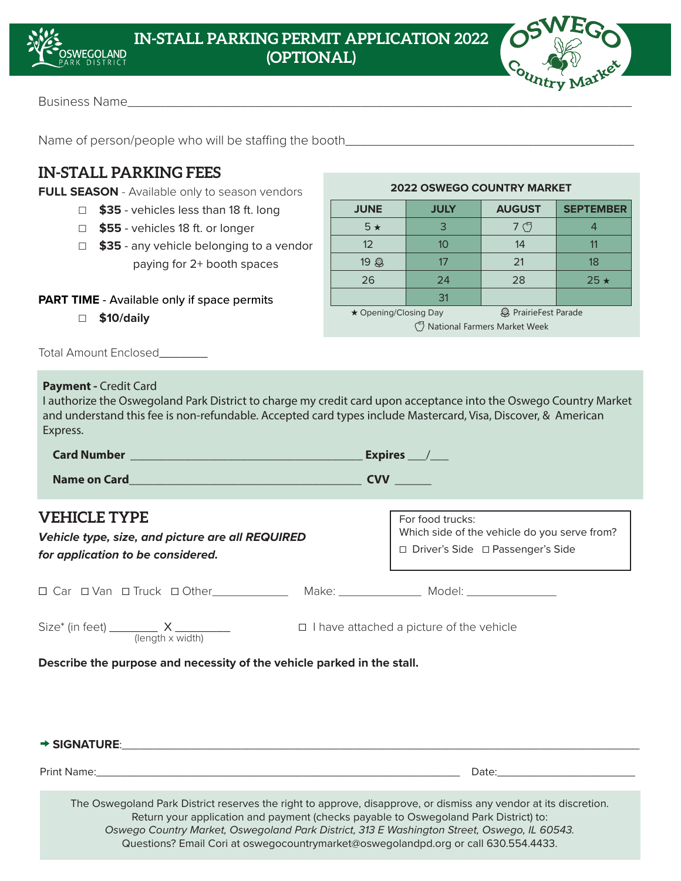# IN-STALL PARKING PERMIT APPLICATION 2022 (OPTIONAL)

Business Name\_\_\_\_\_\_\_\_\_\_\_\_\_\_\_\_\_\_\_\_\_\_\_\_\_\_\_\_\_\_\_\_\_\_\_\_\_\_\_\_\_\_\_\_\_\_\_\_\_\_\_\_\_\_\_\_\_\_

Name of person/people who will be staffing the booth\_\_\_\_\_\_\_\_\_\_\_\_\_\_\_\_\_\_\_\_\_\_\_\_\_\_\_\_\_\_\_\_\_\_

## IN-STALL PARKING FEES

**FULL SEASON** - Available only to season vendors

- ☐ **$35** - vehicles less than 18 ft. long
- ☐ **$55** - vehicles 18 ft. or longer
- ☐ **$35** - any vehicle belonging to a vendor paying for 2+ booth spaces

**PART TIME** - Available only if space permits

- ☐ **$10/daily**

**2022 OSWEGO COUNTRY MARKET**

| JUNE | JULY | AUGUST | SEPTEMBER |
|---|---|---|---|
| 5 ★ | 3 | 7 🍎 | 4 |
| 12 | 10 | 14 | 11 |
| 19 ❀ | 17 | 21 | 18 |
| 26 | 24 | 28 | 25 ★ |
| | 31 | | |

★ Opening/Closing Day ❀ PrairieFest Parade
🍎 National Farmers Market Week

Total Amount Enclosed\_\_\_\_\_\_\_\_

**Payment -** Credit Card
I authorize the Oswegoland Park District to charge my credit card upon acceptance into the Oswego Country Market and understand this fee is non-refundable. Accepted card types include Mastercard, Visa, Discover, & American Express.

**Card Number** \_\_\_\_\_\_\_\_\_\_\_\_\_\_\_\_\_\_\_\_\_\_\_\_\_\_\_\_\_\_\_\_ **Expires** \_\_\_/\_\_\_

**Name on Card**\_\_\_\_\_\_\_\_\_\_\_\_\_\_\_\_\_\_\_\_\_\_\_\_\_\_\_\_\_\_\_\_ **CVV** \_\_\_\_\_\_

## VEHICLE TYPE

***Vehicle type, size, and picture are all REQUIRED for application to be considered.***

For food trucks:
Which side of the vehicle do you serve from?
☐ Driver's Side ☐ Passenger's Side

☐ Car ☐ Van ☐ Truck ☐ Other\_\_\_\_\_\_\_\_\_\_\_\_ Make: \_\_\_\_\_\_\_\_\_\_\_\_\_ Model: \_\_\_\_\_\_\_\_\_\_\_\_\_\_

Size* (in feet) \_\_\_\_\_\_\_\_ X \_\_\_\_\_\_\_\_\_ (length x width) ☐ I have attached a picture of the vehicle

**Describe the purpose and necessity of the vehicle parked in the stall.**

➜ **SIGNATURE**:\_\_\_\_\_\_\_\_\_\_\_\_\_\_\_\_\_\_\_\_\_\_\_\_\_\_\_\_\_\_\_\_\_\_\_\_\_\_\_\_\_\_\_\_\_\_\_\_\_\_\_\_\_\_\_\_

Print Name:\_\_\_\_\_\_\_\_\_\_\_\_\_\_\_\_\_\_\_\_\_\_\_\_\_\_\_\_\_\_\_\_\_\_\_\_\_\_\_\_\_\_ Date:\_\_\_\_\_\_\_\_\_\_\_\_\_\_\_\_\_\_\_\_\_\_

The Oswegoland Park District reserves the right to approve, disapprove, or dismiss any vendor at its discretion.
Return your application and payment (checks payable to Oswegoland Park District) to:
*Oswego Country Market, Oswegoland Park District, 313 E Washington Street, Oswego, IL 60543.*
Questions? Email Cori at oswegocountrymarket@oswegolandpd.org or call 630.554.4433.